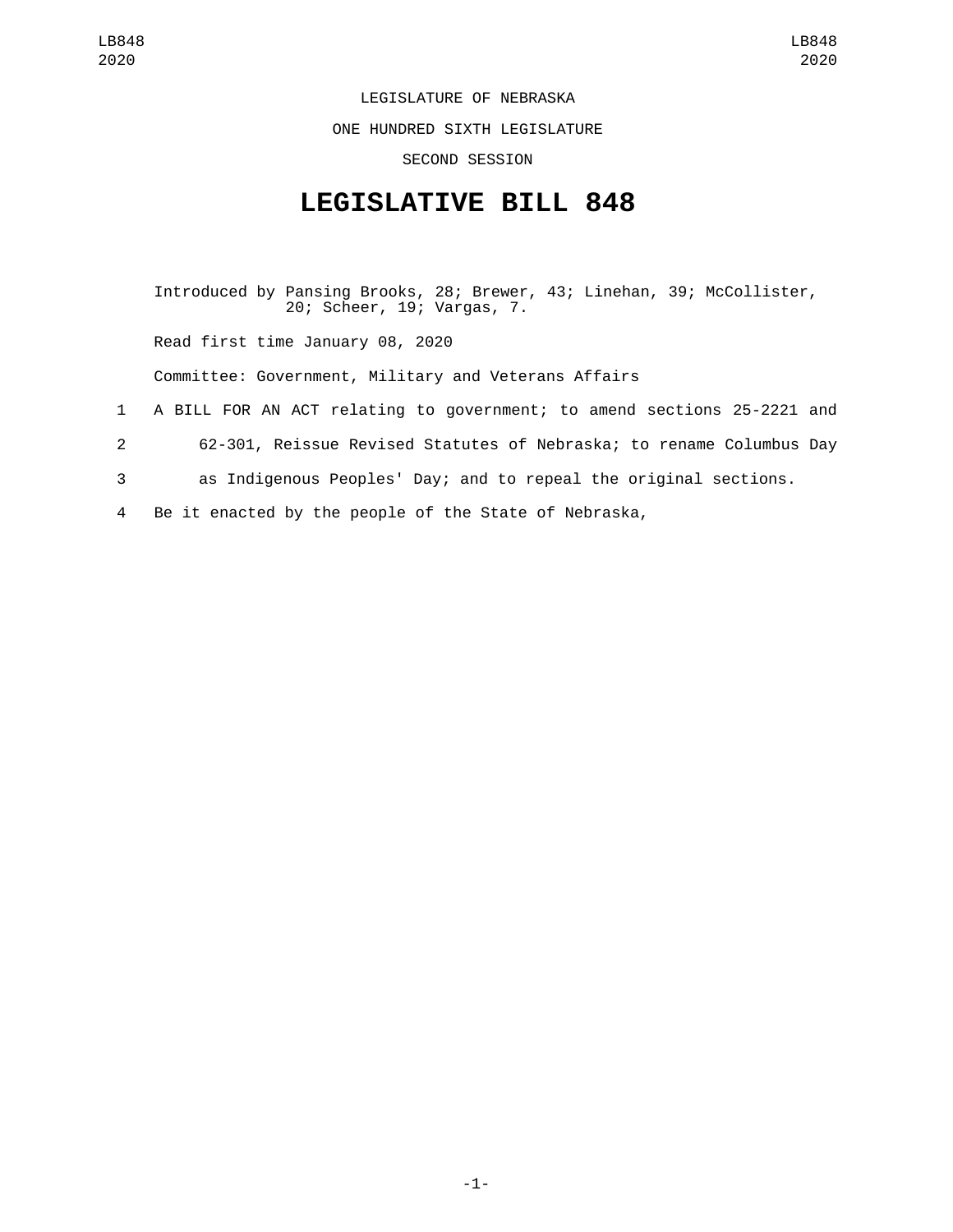LEGISLATURE OF NEBRASKA

ONE HUNDRED SIXTH LEGISLATURE

SECOND SESSION

# LEGISLATIVE BILL 848

Introduced by Pansing Brooks, 28; Brewer, 43; Linehan, 39; McCollister, 20; Scheer, 19; Vargas, 7.

Read first time January 08, 2020

Committee: Government, Military and Veterans Affairs

1 A BILL FOR AN ACT relating to government; to amend sections 25-2221 and
2 62-301, Reissue Revised Statutes of Nebraska; to rename Columbus Day
3 as Indigenous Peoples' Day; and to repeal the original sections.
4 Be it enacted by the people of the State of Nebraska,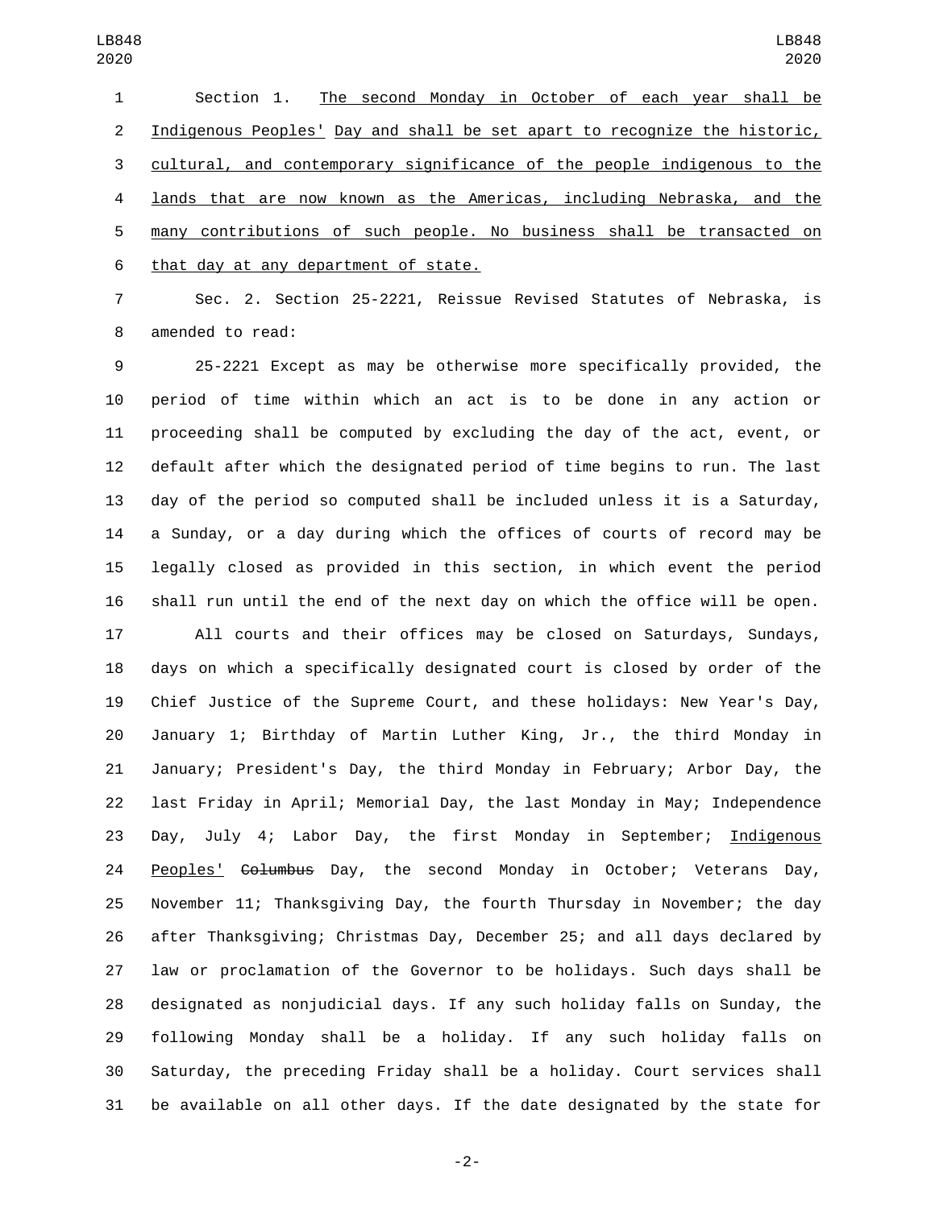Section 1. The second Monday in October of each year shall be Indigenous Peoples' Day and shall be set apart to recognize the historic, cultural, and contemporary significance of the people indigenous to the lands that are now known as the Americas, including Nebraska, and the many contributions of such people. No business shall be transacted on that day at any department of state.

Sec. 2. Section 25-2221, Reissue Revised Statutes of Nebraska, is amended to read:

25-2221 Except as may be otherwise more specifically provided, the period of time within which an act is to be done in any action or proceeding shall be computed by excluding the day of the act, event, or default after which the designated period of time begins to run. The last day of the period so computed shall be included unless it is a Saturday, a Sunday, or a day during which the offices of courts of record may be legally closed as provided in this section, in which event the period shall run until the end of the next day on which the office will be open.

All courts and their offices may be closed on Saturdays, Sundays, days on which a specifically designated court is closed by order of the Chief Justice of the Supreme Court, and these holidays: New Year's Day, January 1; Birthday of Martin Luther King, Jr., the third Monday in January; President's Day, the third Monday in February; Arbor Day, the last Friday in April; Memorial Day, the last Monday in May; Independence Day, July 4; Labor Day, the first Monday in September; Indigenous Peoples' ~~Columbus~~ Day, the second Monday in October; Veterans Day, November 11; Thanksgiving Day, the fourth Thursday in November; the day after Thanksgiving; Christmas Day, December 25; and all days declared by law or proclamation of the Governor to be holidays. Such days shall be designated as nonjudicial days. If any such holiday falls on Sunday, the following Monday shall be a holiday. If any such holiday falls on Saturday, the preceding Friday shall be a holiday. Court services shall be available on all other days. If the date designated by the state for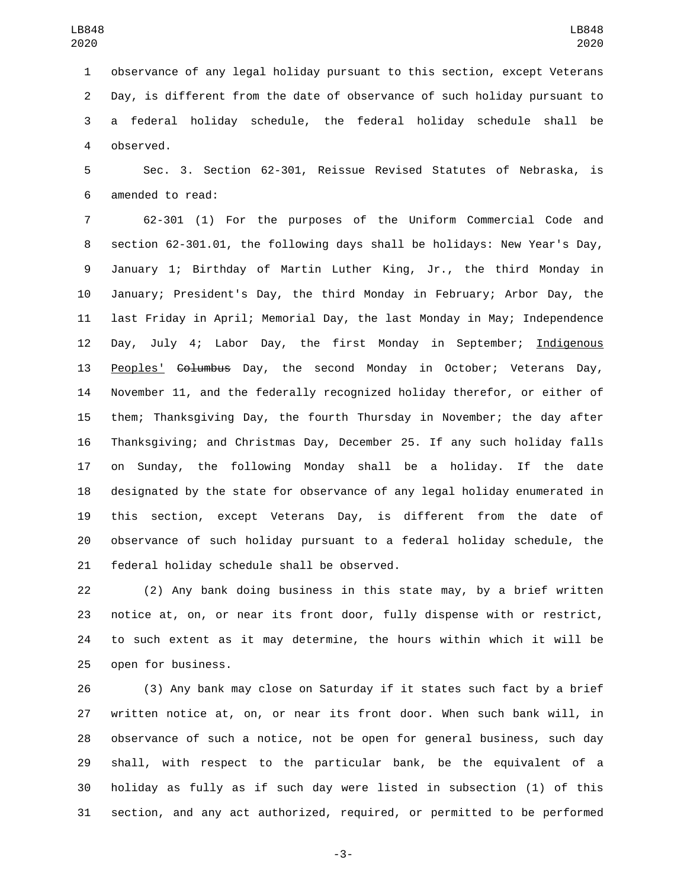observance of any legal holiday pursuant to this section, except Veterans Day, is different from the date of observance of such holiday pursuant to a federal holiday schedule, the federal holiday schedule shall be observed.

Sec. 3. Section 62-301, Reissue Revised Statutes of Nebraska, is amended to read:

62-301 (1) For the purposes of the Uniform Commercial Code and section 62-301.01, the following days shall be holidays: New Year's Day, January 1; Birthday of Martin Luther King, Jr., the third Monday in January; President's Day, the third Monday in February; Arbor Day, the last Friday in April; Memorial Day, the last Monday in May; Independence Day, July 4; Labor Day, the first Monday in September; <u>Indigenous Peoples'</u> ~~Columbus~~ Day, the second Monday in October; Veterans Day, November 11, and the federally recognized holiday therefor, or either of them; Thanksgiving Day, the fourth Thursday in November; the day after Thanksgiving; and Christmas Day, December 25. If any such holiday falls on Sunday, the following Monday shall be a holiday. If the date designated by the state for observance of any legal holiday enumerated in this section, except Veterans Day, is different from the date of observance of such holiday pursuant to a federal holiday schedule, the federal holiday schedule shall be observed.

(2) Any bank doing business in this state may, by a brief written notice at, on, or near its front door, fully dispense with or restrict, to such extent as it may determine, the hours within which it will be open for business.

(3) Any bank may close on Saturday if it states such fact by a brief written notice at, on, or near its front door. When such bank will, in observance of such a notice, not be open for general business, such day shall, with respect to the particular bank, be the equivalent of a holiday as fully as if such day were listed in subsection (1) of this section, and any act authorized, required, or permitted to be performed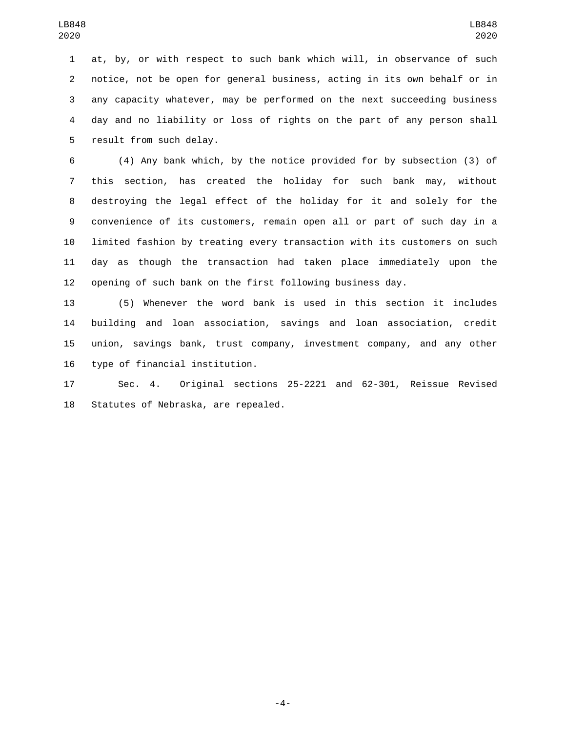at, by, or with respect to such bank which will, in observance of such notice, not be open for general business, acting in its own behalf or in any capacity whatever, may be performed on the next succeeding business day and no liability or loss of rights on the part of any person shall result from such delay.

(4) Any bank which, by the notice provided for by subsection (3) of this section, has created the holiday for such bank may, without destroying the legal effect of the holiday for it and solely for the convenience of its customers, remain open all or part of such day in a limited fashion by treating every transaction with its customers on such day as though the transaction had taken place immediately upon the opening of such bank on the first following business day.

(5) Whenever the word bank is used in this section it includes building and loan association, savings and loan association, credit union, savings bank, trust company, investment company, and any other type of financial institution.

Sec. 4. Original sections 25-2221 and 62-301, Reissue Revised Statutes of Nebraska, are repealed.